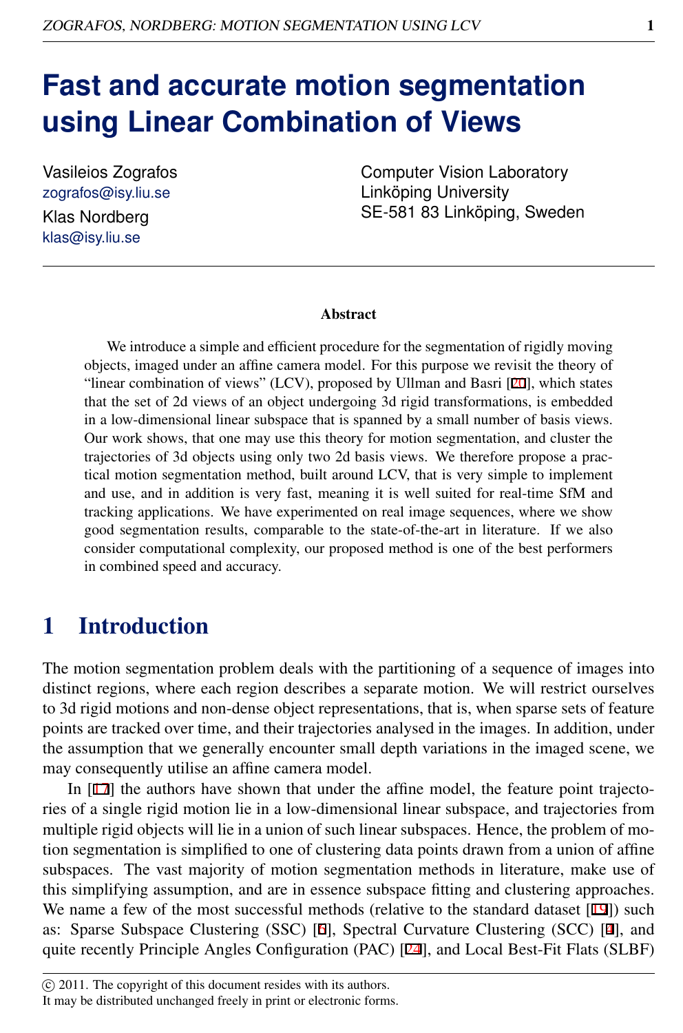# Fast and accurate motion segmentation using Linear Combination of Views

Vasileios Zografos
zografos@isy.liu.se

Klas Nordberg
klas@isy.liu.se

Computer Vision Laboratory
Linköping University
SE-581 83 Linköping, Sweden

## Abstract

We introduce a simple and efficient procedure for the segmentation of rigidly moving objects, imaged under an affine camera model. For this purpose we revisit the theory of "linear combination of views" (LCV), proposed by Ullman and Basri [20], which states that the set of 2d views of an object undergoing 3d rigid transformations, is embedded in a low-dimensional linear subspace that is spanned by a small number of basis views. Our work shows, that one may use this theory for motion segmentation, and cluster the trajectories of 3d objects using only two 2d basis views. We therefore propose a practical motion segmentation method, built around LCV, that is very simple to implement and use, and in addition is very fast, meaning it is well suited for real-time SfM and tracking applications. We have experimented on real image sequences, where we show good segmentation results, comparable to the state-of-the-art in literature. If we also consider computational complexity, our proposed method is one of the best performers in combined speed and accuracy.

## 1 Introduction

The motion segmentation problem deals with the partitioning of a sequence of images into distinct regions, where each region describes a separate motion. We will restrict ourselves to 3d rigid motions and non-dense object representations, that is, when sparse sets of feature points are tracked over time, and their trajectories analysed in the images. In addition, under the assumption that we generally encounter small depth variations in the imaged scene, we may consequently utilise an affine camera model.

In [17] the authors have shown that under the affine model, the feature point trajectories of a single rigid motion lie in a low-dimensional linear subspace, and trajectories from multiple rigid objects will lie in a union of such linear subspaces. Hence, the problem of motion segmentation is simplified to one of clustering data points drawn from a union of affine subspaces. The vast majority of motion segmentation methods in literature, make use of this simplifying assumption, and are in essence subspace fitting and clustering approaches. We name a few of the most successful methods (relative to the standard dataset [19]) such as: Sparse Subspace Clustering (SSC) [6], Spectral Curvature Clustering (SCC) [4], and quite recently Principle Angles Configuration (PAC) [24], and Local Best-Fit Flats (SLBF)

© 2011. The copyright of this document resides with its authors.
It may be distributed unchanged freely in print or electronic forms.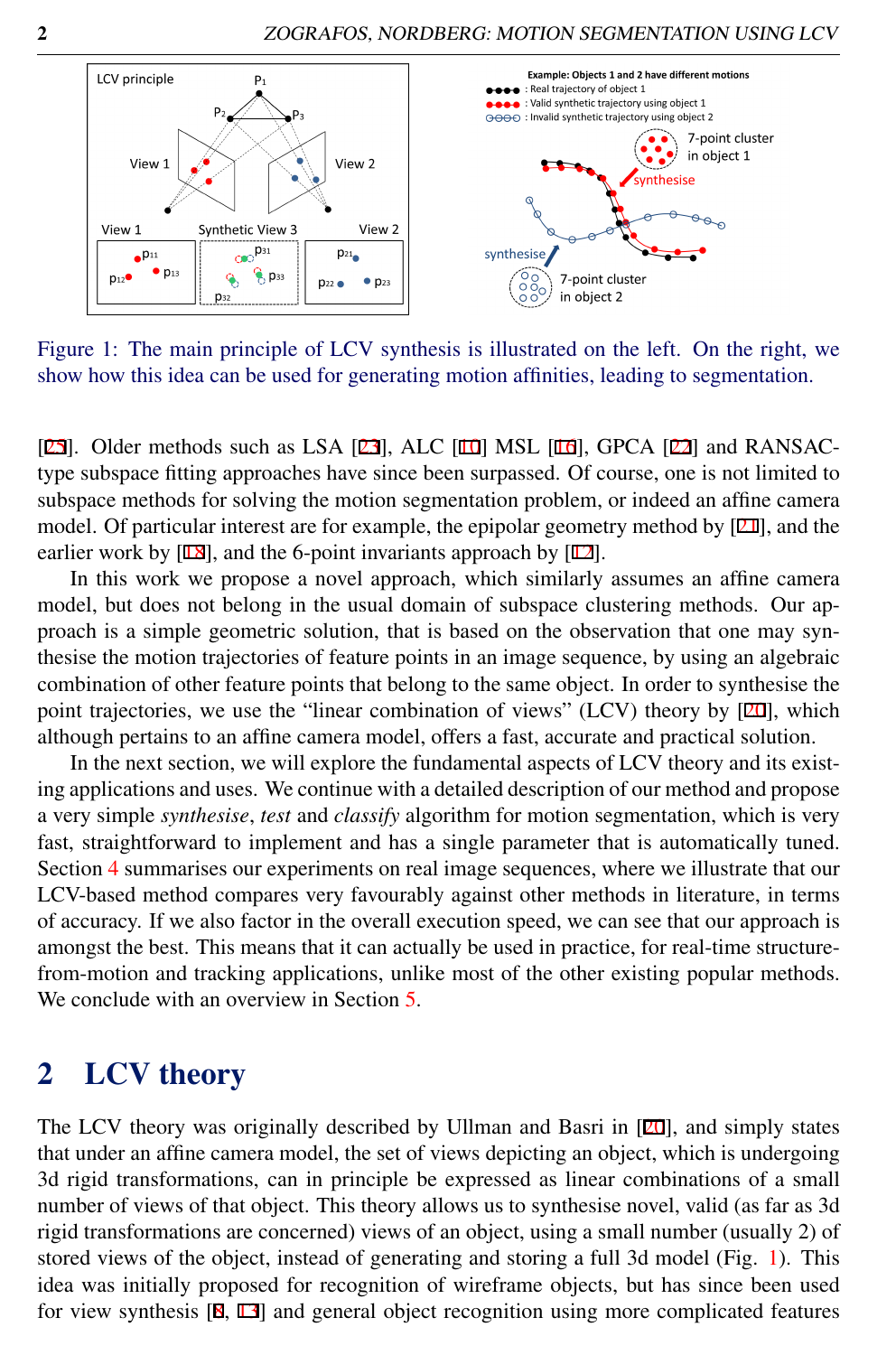Figure 1: The main principle of LCV synthesis is illustrated on the left. On the right, we show how this idea can be used for generating motion affinities, leading to segmentation.

[25]. Older methods such as LSA [23], ALC [10] MSL [16], GPCA [22] and RANSAC-type subspace fitting approaches have since been surpassed. Of course, one is not limited to subspace methods for solving the motion segmentation problem, or indeed an affine camera model. Of particular interest are for example, the epipolar geometry method by [21], and the earlier work by [18], and the 6-point invariants approach by [12].

In this work we propose a novel approach, which similarly assumes an affine camera model, but does not belong in the usual domain of subspace clustering methods. Our approach is a simple geometric solution, that is based on the observation that one may synthesise the motion trajectories of feature points in an image sequence, by using an algebraic combination of other feature points that belong to the same object. In order to synthesise the point trajectories, we use the "linear combination of views" (LCV) theory by [20], which although pertains to an affine camera model, offers a fast, accurate and practical solution.

In the next section, we will explore the fundamental aspects of LCV theory and its existing applications and uses. We continue with a detailed description of our method and propose a very simple *synthesise*, *test* and *classify* algorithm for motion segmentation, which is very fast, straightforward to implement and has a single parameter that is automatically tuned. Section 4 summarises our experiments on real image sequences, where we illustrate that our LCV-based method compares very favourably against other methods in literature, in terms of accuracy. If we also factor in the overall execution speed, we can see that our approach is amongst the best. This means that it can actually be used in practice, for real-time structure-from-motion and tracking applications, unlike most of the other existing popular methods. We conclude with an overview in Section 5.

## 2 LCV theory

The LCV theory was originally described by Ullman and Basri in [20], and simply states that under an affine camera model, the set of views depicting an object, which is undergoing 3d rigid transformations, can in principle be expressed as linear combinations of a small number of views of that object. This theory allows us to synthesise novel, valid (as far as 3d rigid transformations are concerned) views of an object, using a small number (usually 2) of stored views of the object, instead of generating and storing a full 3d model (Fig. 1). This idea was initially proposed for recognition of wireframe objects, but has since been used for view synthesis [8, 13] and general object recognition using more complicated features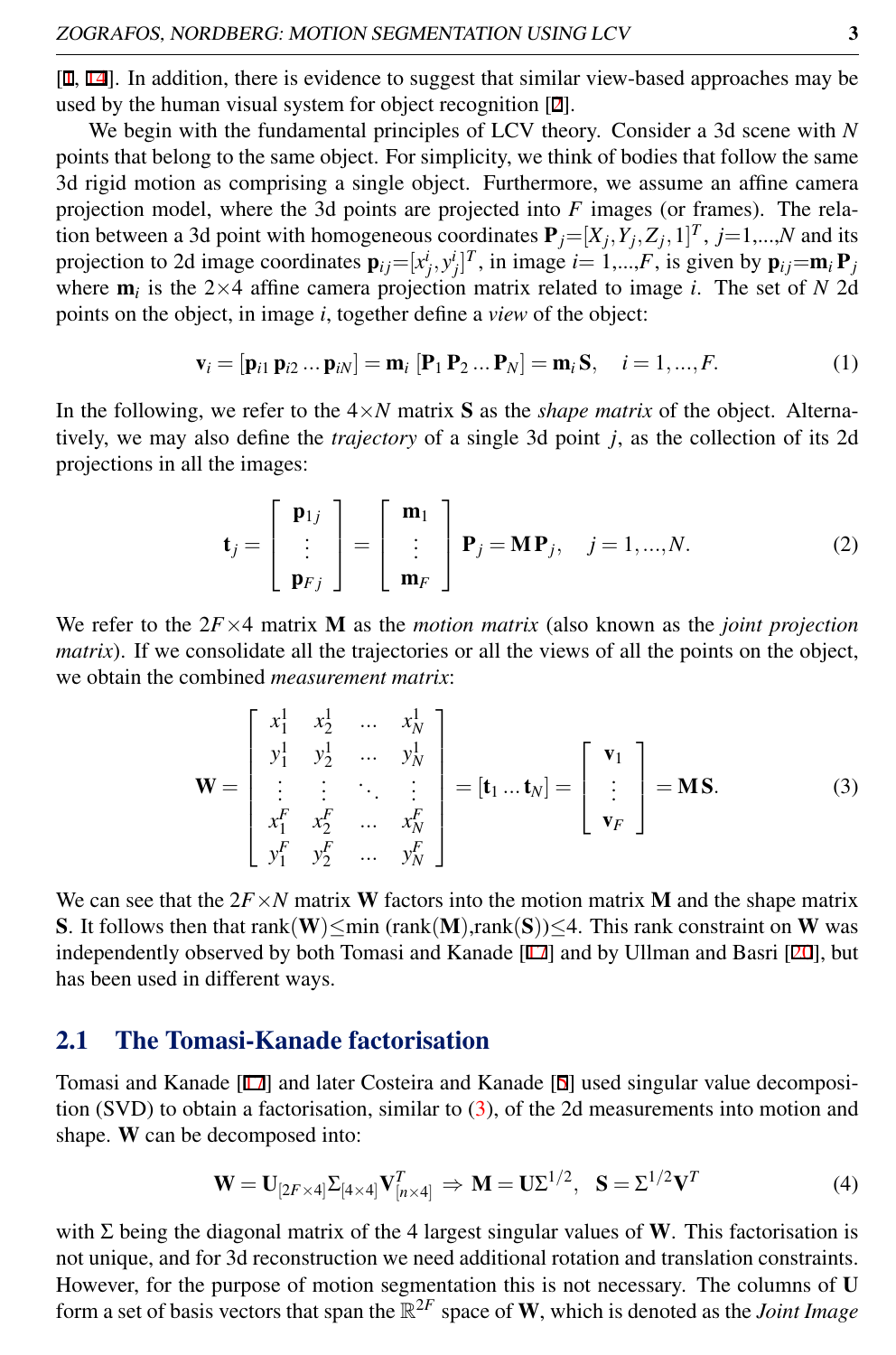[1, 14]. In addition, there is evidence to suggest that similar view-based approaches may be used by the human visual system for object recognition [2].

We begin with the fundamental principles of LCV theory. Consider a 3d scene with $N$ points that belong to the same object. For simplicity, we think of bodies that follow the same 3d rigid motion as comprising a single object. Furthermore, we assume an affine camera projection model, where the 3d points are projected into $F$ images (or frames). The relation between a 3d point with homogeneous coordinates $\mathbf{P}_j=[X_j,Y_j,Z_j,1]^T$, $j$=1,...,$N$ and its projection to 2d image coordinates $\mathbf{p}_{ij}=[x^i_j,y^i_j]^T$, in image $i$= 1,...,$F$, is given by $\mathbf{p}_{ij}=\mathbf{m}_i\mathbf{P}_j$ where $\mathbf{m}_i$ is the 2×4 affine camera projection matrix related to image $i$. The set of $N$ 2d points on the object, in image $i$, together define a *view* of the object:

$$\mathbf{v}_i = [\mathbf{p}_{i1}\,\mathbf{p}_{i2}\ldots\mathbf{p}_{iN}] = \mathbf{m}_i\,[\mathbf{P}_1\,\mathbf{P}_2\ldots\mathbf{P}_N] = \mathbf{m}_i\,\mathbf{S}, \quad i=1,\ldots,F. \tag{1}$$

In the following, we refer to the 4×$N$ matrix $\mathbf{S}$ as the *shape matrix* of the object. Alternatively, we may also define the *trajectory* of a single 3d point $j$, as the collection of its 2d projections in all the images:

$$\mathbf{t}_j = \begin{bmatrix} \mathbf{p}_{1j} \\ \vdots \\ \mathbf{p}_{Fj} \end{bmatrix} = \begin{bmatrix} \mathbf{m}_1 \\ \vdots \\ \mathbf{m}_F \end{bmatrix} \mathbf{P}_j = \mathbf{M}\mathbf{P}_j, \quad j=1,\ldots,N. \tag{2}$$

We refer to the 2$F$×4 matrix $\mathbf{M}$ as the *motion matrix* (also known as the *joint projection matrix*). If we consolidate all the trajectories or all the views of all the points on the object, we obtain the combined *measurement matrix*:

$$\mathbf{W} = \begin{bmatrix} x^1_1 & x^1_2 & \ldots & x^1_N \\ y^1_1 & y^1_2 & \ldots & y^1_N \\ \vdots & \vdots & \ddots & \vdots \\ x^F_1 & x^F_2 & \ldots & x^F_N \\ y^F_1 & y^F_2 & \ldots & y^F_N \end{bmatrix} = [\mathbf{t}_1\ldots\mathbf{t}_N] = \begin{bmatrix} \mathbf{v}_1 \\ \vdots \\ \mathbf{v}_F \end{bmatrix} = \mathbf{M}\mathbf{S}. \tag{3}$$

We can see that the 2$F$×$N$ matrix $\mathbf{W}$ factors into the motion matrix $\mathbf{M}$ and the shape matrix $\mathbf{S}$. It follows then that rank($\mathbf{W}$)≤min (rank($\mathbf{M}$),rank($\mathbf{S}$))≤4. This rank constraint on $\mathbf{W}$ was independently observed by both Tomasi and Kanade [17] and by Ullman and Basri [20], but has been used in different ways.

## 2.1 The Tomasi-Kanade factorisation

Tomasi and Kanade [17] and later Costeira and Kanade [5] used singular value decomposition (SVD) to obtain a factorisation, similar to (3), of the 2d measurements into motion and shape. $\mathbf{W}$ can be decomposed into:

$$\mathbf{W} = \mathbf{U}_{[2F\times 4]}\Sigma_{[4\times 4]}\mathbf{V}^T_{[n\times 4]} \Rightarrow \mathbf{M} = \mathbf{U}\Sigma^{1/2}, \quad \mathbf{S} = \Sigma^{1/2}\mathbf{V}^T \tag{4}$$

with $\Sigma$ being the diagonal matrix of the 4 largest singular values of $\mathbf{W}$. This factorisation is not unique, and for 3d reconstruction we need additional rotation and translation constraints. However, for the purpose of motion segmentation this is not necessary. The columns of $\mathbf{U}$ form a set of basis vectors that span the $\mathbb{R}^{2F}$ space of $\mathbf{W}$, which is denoted as the *Joint Image*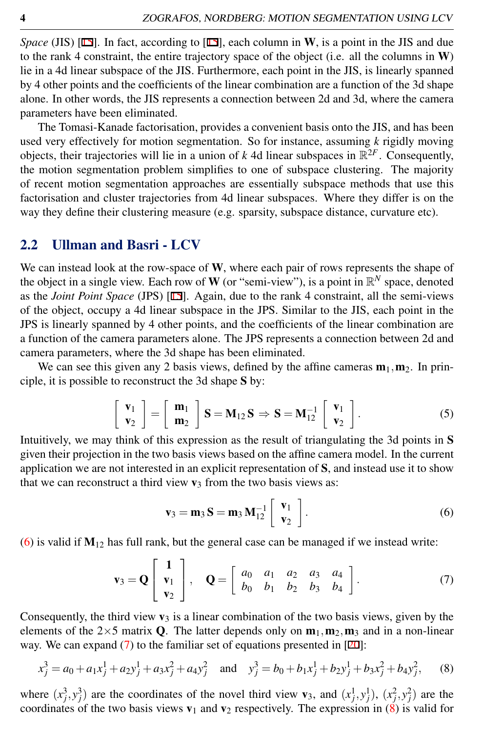*Space* (JIS) [15]. In fact, according to [15], each column in $\mathbf{W}$, is a point in the JIS and due to the rank 4 constraint, the entire trajectory space of the object (i.e. all the columns in $\mathbf{W}$) lie in a 4d linear subspace of the JIS. Furthermore, each point in the JIS, is linearly spanned by 4 other points and the coefficients of the linear combination are a function of the 3d shape alone. In other words, the JIS represents a connection between 2d and 3d, where the camera parameters have been eliminated.

The Tomasi-Kanade factorisation, provides a convenient basis onto the JIS, and has been used very effectively for motion segmentation. So for instance, assuming $k$ rigidly moving objects, their trajectories will lie in a union of $k$ 4d linear subspaces in $\mathbb{R}^{2F}$. Consequently, the motion segmentation problem simplifies to one of subspace clustering. The majority of recent motion segmentation approaches are essentially subspace methods that use this factorisation and cluster trajectories from 4d linear subspaces. Where they differ is on the way they define their clustering measure (e.g. sparsity, subspace distance, curvature etc).

## 2.2 Ullman and Basri - LCV

We can instead look at the row-space of $\mathbf{W}$, where each pair of rows represents the shape of the object in a single view. Each row of $\mathbf{W}$ (or "semi-view"), is a point in $\mathbb{R}^N$ space, denoted as the *Joint Point Space* (JPS) [15]. Again, due to the rank 4 constraint, all the semi-views of the object, occupy a 4d linear subspace in the JPS. Similar to the JIS, each point in the JPS is linearly spanned by 4 other points, and the coefficients of the linear combination are a function of the camera parameters alone. The JPS represents a connection between 2d and camera parameters, where the 3d shape has been eliminated.

We can see this given any 2 basis views, defined by the affine cameras $\mathbf{m}_1, \mathbf{m}_2$. In principle, it is possible to reconstruct the 3d shape $\mathbf{S}$ by:

$$\begin{bmatrix} \mathbf{v}_1 \\ \mathbf{v}_2 \end{bmatrix} = \begin{bmatrix} \mathbf{m}_1 \\ \mathbf{m}_2 \end{bmatrix} \mathbf{S} = \mathbf{M}_{12}\,\mathbf{S} \Rightarrow \mathbf{S} = \mathbf{M}_{12}^{-1} \begin{bmatrix} \mathbf{v}_1 \\ \mathbf{v}_2 \end{bmatrix}. \tag{5}$$

Intuitively, we may think of this expression as the result of triangulating the 3d points in $\mathbf{S}$ given their projection in the two basis views based on the affine camera model. In the current application we are not interested in an explicit representation of $\mathbf{S}$, and instead use it to show that we can reconstruct a third view $\mathbf{v}_3$ from the two basis views as:

$$\mathbf{v}_3 = \mathbf{m}_3\,\mathbf{S} = \mathbf{m}_3\,\mathbf{M}_{12}^{-1} \begin{bmatrix} \mathbf{v}_1 \\ \mathbf{v}_2 \end{bmatrix}. \tag{6}$$

(6) is valid if $\mathbf{M}_{12}$ has full rank, but the general case can be managed if we instead write:

$$\mathbf{v}_3 = \mathbf{Q} \begin{bmatrix} \mathbf{1} \\ \mathbf{v}_1 \\ \mathbf{v}_2 \end{bmatrix}, \quad \mathbf{Q} = \begin{bmatrix} a_0 & a_1 & a_2 & a_3 & a_4 \\ b_0 & b_1 & b_2 & b_3 & b_4 \end{bmatrix}. \tag{7}$$

Consequently, the third view $\mathbf{v}_3$ is a linear combination of the two basis views, given by the elements of the $2 \times 5$ matrix $\mathbf{Q}$. The latter depends only on $\mathbf{m}_1, \mathbf{m}_2, \mathbf{m}_3$ and in a non-linear way. We can expand (7) to the familiar set of equations presented in [20]:

$$x_j^3 = a_0 + a_1 x_j^1 + a_2 y_j^1 + a_3 x_j^2 + a_4 y_j^2 \quad \text{and} \quad y_j^3 = b_0 + b_1 x_j^1 + b_2 y_j^1 + b_3 x_j^2 + b_4 y_j^2, \tag{8}$$

where $(x_j^3, y_j^3)$ are the coordinates of the novel third view $\mathbf{v}_3$, and $(x_j^1, y_j^1)$, $(x_j^2, y_j^2)$ are the coordinates of the two basis views $\mathbf{v}_1$ and $\mathbf{v}_2$ respectively. The expression in (8) is valid for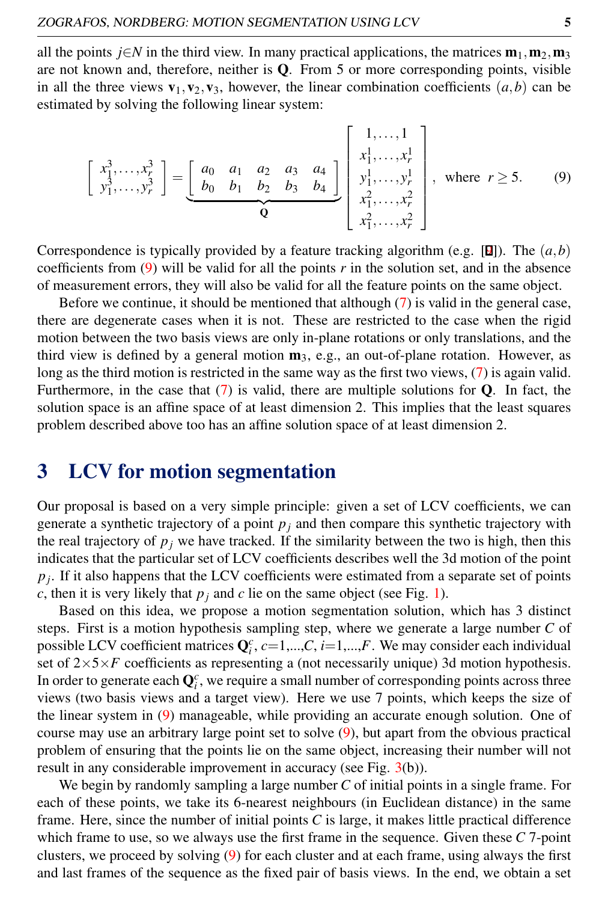all the points $j \in N$ in the third view. In many practical applications, the matrices $\mathbf{m}_1, \mathbf{m}_2, \mathbf{m}_3$ are not known and, therefore, neither is $\mathbf{Q}$. From 5 or more corresponding points, visible in all the three views $\mathbf{v}_1, \mathbf{v}_2, \mathbf{v}_3$, however, the linear combination coefficients $(a,b)$ can be estimated by solving the following linear system:

$$
\begin{bmatrix} x_1^3, \ldots, x_r^3 \\ y_1^3, \ldots, y_r^3 \end{bmatrix} = \underbrace{\begin{bmatrix} a_0 & a_1 & a_2 & a_3 & a_4 \\ b_0 & b_1 & b_2 & b_3 & b_4 \end{bmatrix}}_{\mathbf{Q}} \begin{bmatrix} 1, \ldots, 1 \\ x_1^1, \ldots, x_r^1 \\ y_1^1, \ldots, y_r^1 \\ x_1^2, \ldots, x_r^2 \\ x_1^2, \ldots, x_r^2 \end{bmatrix}, \text{ where } r \geq 5. \tag{9}
$$

Correspondence is typically provided by a feature tracking algorithm (e.g. [1]). The $(a,b)$ coefficients from (9) will be valid for all the points $r$ in the solution set, and in the absence of measurement errors, they will also be valid for all the feature points on the same object.

Before we continue, it should be mentioned that although (7) is valid in the general case, there are degenerate cases when it is not. These are restricted to the case when the rigid motion between the two basis views are only in-plane rotations or only translations, and the third view is defined by a general motion $\mathbf{m}_3$, e.g., an out-of-plane rotation. However, as long as the third motion is restricted in the same way as the first two views, (7) is again valid. Furthermore, in the case that (7) is valid, there are multiple solutions for $\mathbf{Q}$. In fact, the solution space is an affine space of at least dimension 2. This implies that the least squares problem described above too has an affine solution space of at least dimension 2.

# 3 LCV for motion segmentation

Our proposal is based on a very simple principle: given a set of LCV coefficients, we can generate a synthetic trajectory of a point $p_j$ and then compare this synthetic trajectory with the real trajectory of $p_j$ we have tracked. If the similarity between the two is high, then this indicates that the particular set of LCV coefficients describes well the 3d motion of the point $p_j$. If it also happens that the LCV coefficients were estimated from a separate set of points $c$, then it is very likely that $p_j$ and $c$ lie on the same object (see Fig. 1).

Based on this idea, we propose a motion segmentation solution, which has 3 distinct steps. First is a motion hypothesis sampling step, where we generate a large number $C$ of possible LCV coefficient matrices $\mathbf{Q}_i^c$, $c$=1,...,$C$, $i$=1,...,$F$. We may consider each individual set of $2 \times 5 \times F$ coefficients as representing a (not necessarily unique) 3d motion hypothesis. In order to generate each $\mathbf{Q}_i^c$, we require a small number of corresponding points across three views (two basis views and a target view). Here we use 7 points, which keeps the size of the linear system in (9) manageable, while providing an accurate enough solution. One of course may use an arbitrary large point set to solve (9), but apart from the obvious practical problem of ensuring that the points lie on the same object, increasing their number will not result in any considerable improvement in accuracy (see Fig. 3(b)).

We begin by randomly sampling a large number $C$ of initial points in a single frame. For each of these points, we take its 6-nearest neighbours (in Euclidean distance) in the same frame. Here, since the number of initial points $C$ is large, it makes little practical difference which frame to use, so we always use the first frame in the sequence. Given these $C$ 7-point clusters, we proceed by solving (9) for each cluster and at each frame, using always the first and last frames of the sequence as the fixed pair of basis views. In the end, we obtain a set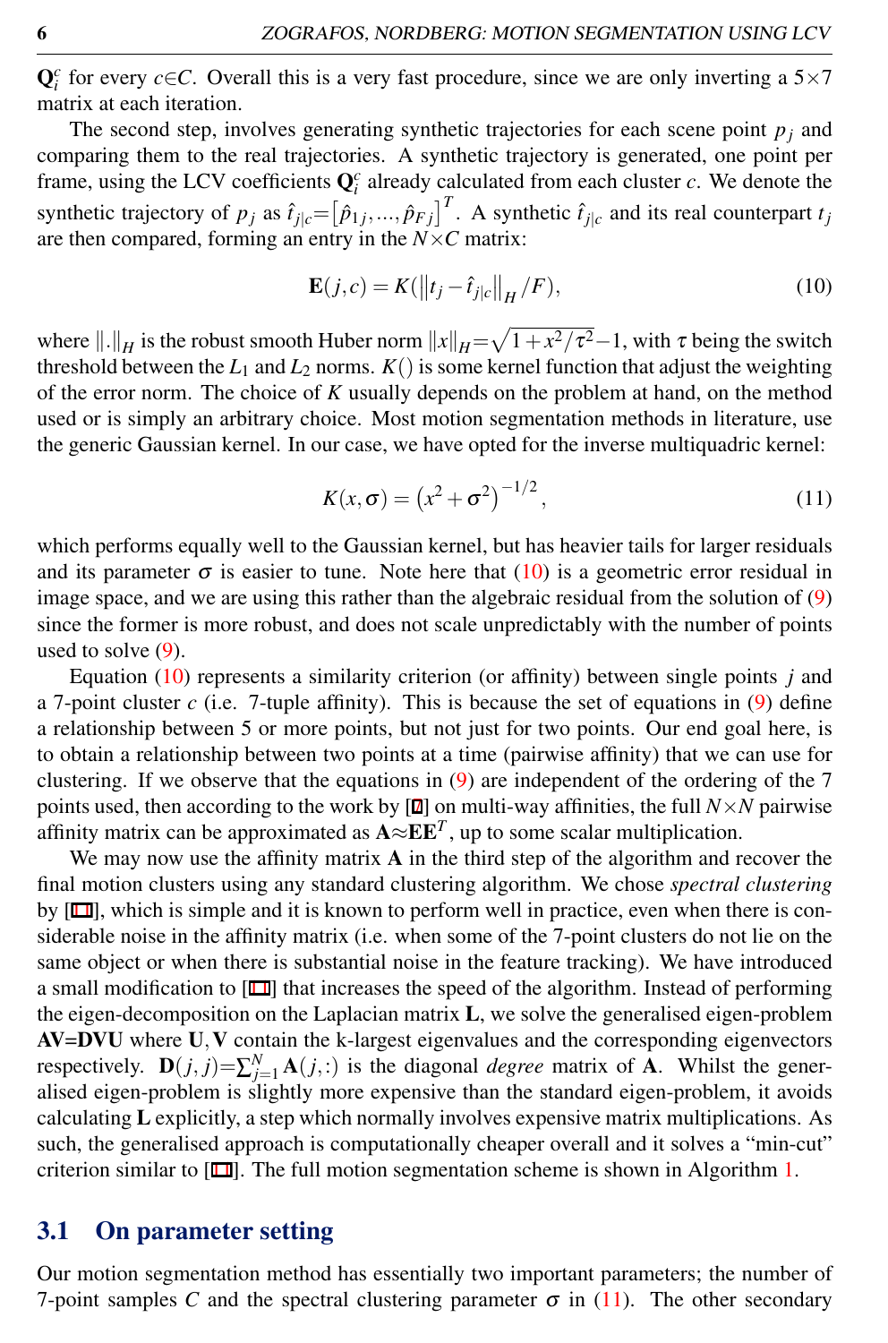$\mathbf{Q}_i^c$ for every $c \in C$. Overall this is a very fast procedure, since we are only inverting a $5 \times 7$ matrix at each iteration.

The second step, involves generating synthetic trajectories for each scene point $p_j$ and comparing them to the real trajectories. A synthetic trajectory is generated, one point per frame, using the LCV coefficients $\mathbf{Q}_i^c$ already calculated from each cluster $c$. We denote the synthetic trajectory of $p_j$ as $\hat{t}_{j|c} = \left[\hat{p}_{1j}, \ldots, \hat{p}_{Fj}\right]^T$. A synthetic $\hat{t}_{j|c}$ and its real counterpart $t_j$ are then compared, forming an entry in the $N \times C$ matrix:

$$\mathbf{E}(j,c) = K(\left\|t_j - \hat{t}_{j|c}\right\|_H / F), \tag{10}$$

where $\|.\|_H$ is the robust smooth Huber norm $\|x\|_H = \sqrt{1 + x^2/\tau^2} - 1$, with $\tau$ being the switch threshold between the $L_1$ and $L_2$ norms. $K()$ is some kernel function that adjust the weighting of the error norm. The choice of $K$ usually depends on the problem at hand, on the method used or is simply an arbitrary choice. Most motion segmentation methods in literature, use the generic Gaussian kernel. In our case, we have opted for the inverse multiquadric kernel:

$$K(x, \sigma) = \left(x^2 + \sigma^2\right)^{-1/2}, \tag{11}$$

which performs equally well to the Gaussian kernel, but has heavier tails for larger residuals and its parameter $\sigma$ is easier to tune. Note here that (10) is a geometric error residual in image space, and we are using this rather than the algebraic residual from the solution of (9) since the former is more robust, and does not scale unpredictably with the number of points used to solve (9).

Equation (10) represents a similarity criterion (or affinity) between single points $j$ and a 7-point cluster $c$ (i.e. 7-tuple affinity). This is because the set of equations in (9) define a relationship between 5 or more points, but not just for two points. Our end goal here, is to obtain a relationship between two points at a time (pairwise affinity) that we can use for clustering. If we observe that the equations in (9) are independent of the ordering of the 7 points used, then according to the work by [7] on multi-way affinities, the full $N \times N$ pairwise affinity matrix can be approximated as $\mathbf{A} \approx \mathbf{E}\mathbf{E}^T$, up to some scalar multiplication.

We may now use the affinity matrix $\mathbf{A}$ in the third step of the algorithm and recover the final motion clusters using any standard clustering algorithm. We chose *spectral clustering* by [11], which is simple and it is known to perform well in practice, even when there is considerable noise in the affinity matrix (i.e. when some of the 7-point clusters do not lie on the same object or when there is substantial noise in the feature tracking). We have introduced a small modification to [11] that increases the speed of the algorithm. Instead of performing the eigen-decomposition on the Laplacian matrix $\mathbf{L}$, we solve the generalised eigen-problem $\mathbf{AV} = \mathbf{DVU}$ where $\mathbf{U}, \mathbf{V}$ contain the k-largest eigenvalues and the corresponding eigenvectors respectively. $\mathbf{D}(j,j) = \sum_{j=1}^{N} \mathbf{A}(j,:)$ is the diagonal *degree* matrix of $\mathbf{A}$. Whilst the generalised eigen-problem is slightly more expensive than the standard eigen-problem, it avoids calculating $\mathbf{L}$ explicitly, a step which normally involves expensive matrix multiplications. As such, the generalised approach is computationally cheaper overall and it solves a "min-cut" criterion similar to [11]. The full motion segmentation scheme is shown in Algorithm 1.

## 3.1 On parameter setting

Our motion segmentation method has essentially two important parameters; the number of 7-point samples $C$ and the spectral clustering parameter $\sigma$ in (11). The other secondary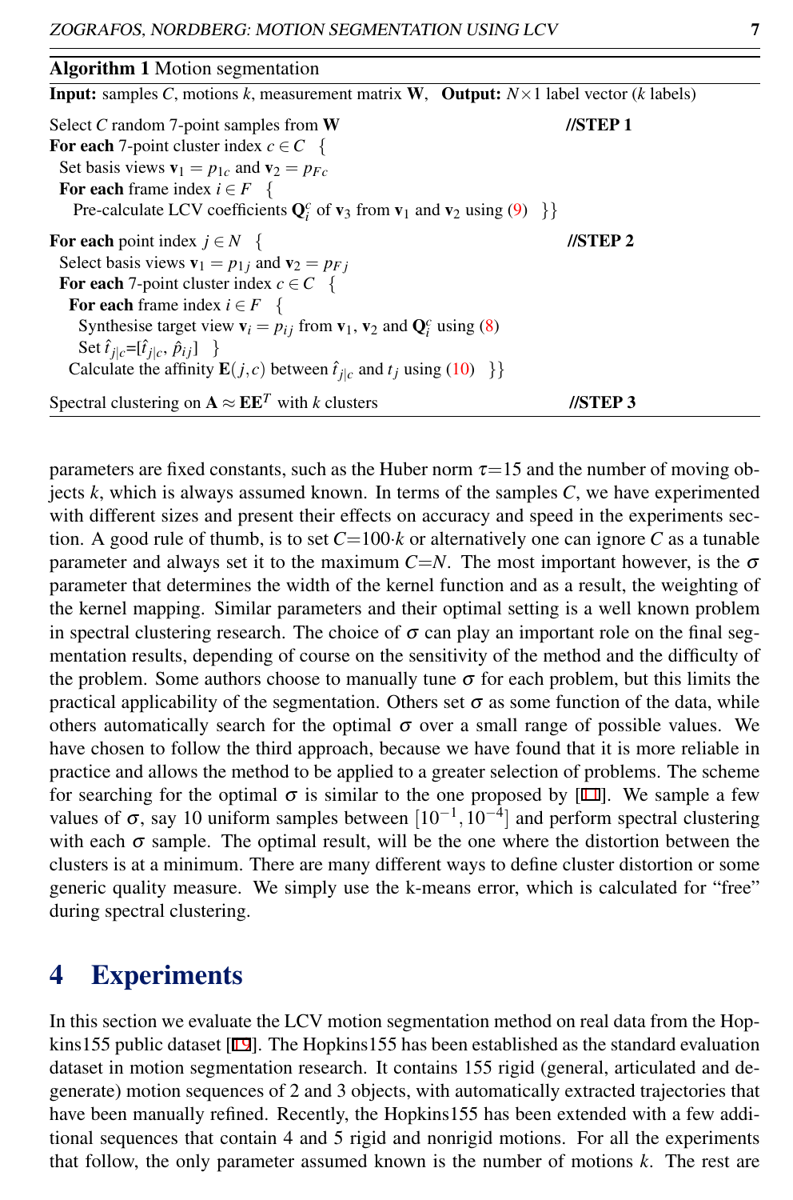**Algorithm 1** Motion segmentation

**Input:** samples $C$, motions $k$, measurement matrix $\mathbf{W}$, **Output:** $N\times 1$ label vector ($k$ labels)

```
Select C random 7-point samples from W                                    //STEP 1
For each 7-point cluster index c ∈ C  {
  Set basis views v1 = p1c and v2 = pFc
  For each frame index i ∈ F  {
    Pre-calculate LCV coefficients Q_i^c of v3 from v1 and v2 using (9)  }}
For each point index j ∈ N  {                                             //STEP 2
  Select basis views v1 = p1j and v2 = pFj
  For each 7-point cluster index c ∈ C  {
    For each frame index i ∈ F  {
      Synthesise target view vi = pij from v1, v2 and Q_i^c using (8)
      Set t̂_{j|c}=[t̂_{j|c}, p̂_ij]  }
    Calculate the affinity E(j,c) between t̂_{j|c} and t_j using (10)  }}
Spectral clustering on A ≈ EE^T with k clusters                           //STEP 3
```

parameters are fixed constants, such as the Huber norm $\tau$=15 and the number of moving objects $k$, which is always assumed known. In terms of the samples $C$, we have experimented with different sizes and present their effects on accuracy and speed in the experiments section. A good rule of thumb, is to set $C$=100$\cdot k$ or alternatively one can ignore $C$ as a tunable parameter and always set it to the maximum $C$=$N$. The most important however, is the $\sigma$ parameter that determines the width of the kernel function and as a result, the weighting of the kernel mapping. Similar parameters and their optimal setting is a well known problem in spectral clustering research. The choice of $\sigma$ can play an important role on the final segmentation results, depending of course on the sensitivity of the method and the difficulty of the problem. Some authors choose to manually tune $\sigma$ for each problem, but this limits the practical applicability of the segmentation. Others set $\sigma$ as some function of the data, while others automatically search for the optimal $\sigma$ over a small range of possible values. We have chosen to follow the third approach, because we have found that it is more reliable in practice and allows the method to be applied to a greater selection of problems. The scheme for searching for the optimal $\sigma$ is similar to the one proposed by [11]. We sample a few values of $\sigma$, say 10 uniform samples between $[10^{-1}, 10^{-4}]$ and perform spectral clustering with each $\sigma$ sample. The optimal result, will be the one where the distortion between the clusters is at a minimum. There are many different ways to define cluster distortion or some generic quality measure. We simply use the k-means error, which is calculated for "free" during spectral clustering.

# 4 Experiments

In this section we evaluate the LCV motion segmentation method on real data from the Hopkins155 public dataset [19]. The Hopkins155 has been established as the standard evaluation dataset in motion segmentation research. It contains 155 rigid (general, articulated and degenerate) motion sequences of 2 and 3 objects, with automatically extracted trajectories that have been manually refined. Recently, the Hopkins155 has been extended with a few additional sequences that contain 4 and 5 rigid and nonrigid motions. For all the experiments that follow, the only parameter assumed known is the number of motions $k$. The rest are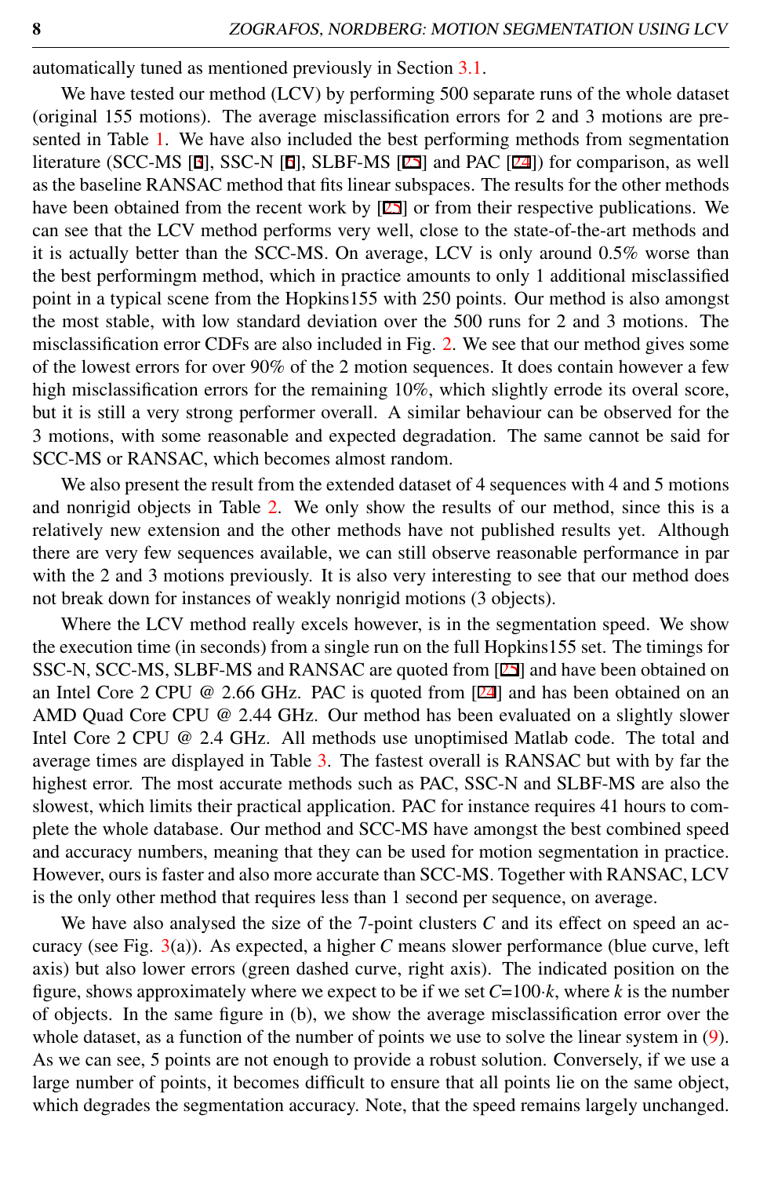automatically tuned as mentioned previously in Section 3.1.

We have tested our method (LCV) by performing 500 separate runs of the whole dataset (original 155 motions). The average misclassification errors for 2 and 3 motions are presented in Table 1. We have also included the best performing methods from segmentation literature (SCC-MS [3], SSC-N [6], SLBF-MS [25] and PAC [24]) for comparison, as well as the baseline RANSAC method that fits linear subspaces. The results for the other methods have been obtained from the recent work by [25] or from their respective publications. We can see that the LCV method performs very well, close to the state-of-the-art methods and it is actually better than the SCC-MS. On average, LCV is only around 0.5% worse than the best performingm method, which in practice amounts to only 1 additional misclassified point in a typical scene from the Hopkins155 with 250 points. Our method is also amongst the most stable, with low standard deviation over the 500 runs for 2 and 3 motions. The misclassification error CDFs are also included in Fig. 2. We see that our method gives some of the lowest errors for over 90% of the 2 motion sequences. It does contain however a few high misclassification errors for the remaining 10%, which slightly errode its overal score, but it is still a very strong performer overall. A similar behaviour can be observed for the 3 motions, with some reasonable and expected degradation. The same cannot be said for SCC-MS or RANSAC, which becomes almost random.

We also present the result from the extended dataset of 4 sequences with 4 and 5 motions and nonrigid objects in Table 2. We only show the results of our method, since this is a relatively new extension and the other methods have not published results yet. Although there are very few sequences available, we can still observe reasonable performance in par with the 2 and 3 motions previously. It is also very interesting to see that our method does not break down for instances of weakly nonrigid motions (3 objects).

Where the LCV method really excels however, is in the segmentation speed. We show the execution time (in seconds) from a single run on the full Hopkins155 set. The timings for SSC-N, SCC-MS, SLBF-MS and RANSAC are quoted from [25] and have been obtained on an Intel Core 2 CPU @ 2.66 GHz. PAC is quoted from [24] and has been obtained on an AMD Quad Core CPU @ 2.44 GHz. Our method has been evaluated on a slightly slower Intel Core 2 CPU @ 2.4 GHz. All methods use unoptimised Matlab code. The total and average times are displayed in Table 3. The fastest overall is RANSAC but with by far the highest error. The most accurate methods such as PAC, SSC-N and SLBF-MS are also the slowest, which limits their practical application. PAC for instance requires 41 hours to complete the whole database. Our method and SCC-MS have amongst the best combined speed and accuracy numbers, meaning that they can be used for motion segmentation in practice. However, ours is faster and also more accurate than SCC-MS. Together with RANSAC, LCV is the only other method that requires less than 1 second per sequence, on average.

We have also analysed the size of the 7-point clusters $C$ and its effect on speed an accuracy (see Fig. 3(a)). As expected, a higher $C$ means slower performance (blue curve, left axis) but also lower errors (green dashed curve, right axis). The indicated position on the figure, shows approximately where we expect to be if we set $C$=100$\cdot k$, where $k$ is the number of objects. In the same figure in (b), we show the average misclassification error over the whole dataset, as a function of the number of points we use to solve the linear system in (9). As we can see, 5 points are not enough to provide a robust solution. Conversely, if we use a large number of points, it becomes difficult to ensure that all points lie on the same object, which degrades the segmentation accuracy. Note, that the speed remains largely unchanged.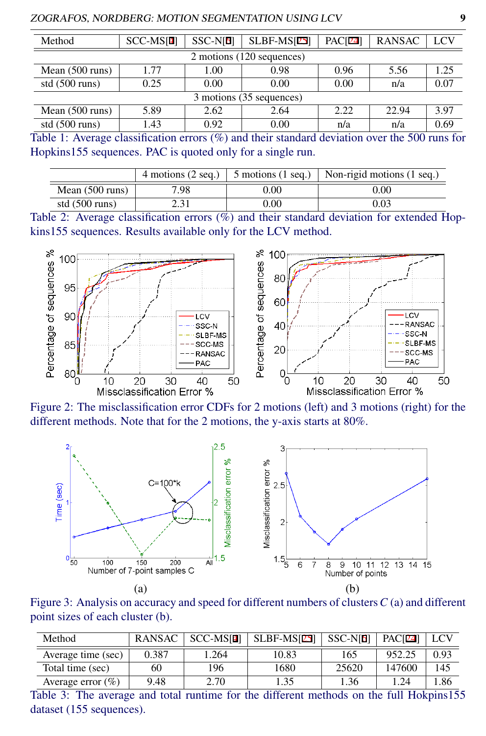| Method | SCC-MS[1] | SSC-N[6] | SLBF-MS[25] | PAC[24] | RANSAC | LCV |
|---|---|---|---|---|---|---|
| 2 motions (120 sequences) | | | | | | |
| Mean (500 runs) | 1.77 | 1.00 | 0.98 | 0.96 | 5.56 | 1.25 |
| std (500 runs) | 0.25 | 0.00 | 0.00 | 0.00 | n/a | 0.07 |
| 3 motions (35 sequences) | | | | | | |
| Mean (500 runs) | 5.89 | 2.62 | 2.64 | 2.22 | 22.94 | 3.97 |
| std (500 runs) | 1.43 | 0.92 | 0.00 | n/a | n/a | 0.69 |

Table 1: Average classification errors (%) and their standard deviation over the 500 runs for Hopkins155 sequences. PAC is quoted only for a single run.

| | 4 motions (2 seq.) | 5 motions (1 seq.) | Non-rigid motions (1 seq.) |
|---|---|---|---|
| Mean (500 runs) | 7.98 | 0.00 | 0.00 |
| std (500 runs) | 2.31 | 0.00 | 0.03 |

Table 2: Average classification errors (%) and their standard deviation for extended Hopkins155 sequences. Results available only for the LCV method.

Figure 2: The misclassification error CDFs for 2 motions (left) and 3 motions (right) for the different methods. Note that for the 2 motions, the y-axis starts at 80%.

Figure 3: Analysis on accuracy and speed for different numbers of clusters $C$ (a) and different point sizes of each cluster (b).

| Method | RANSAC | SCC-MS[1] | SLBF-MS[25] | SSC-N[6] | PAC[24] | LCV |
|---|---|---|---|---|---|---|
| Average time (sec) | 0.387 | 1.264 | 10.83 | 165 | 952.25 | 0.93 |
| Total time (sec) | 60 | 196 | 1680 | 25620 | 147600 | 145 |
| Average error (%) | 9.48 | 2.70 | 1.35 | 1.36 | 1.24 | 1.86 |

Table 3: The average and total runtime for the different methods on the full Hokpins155 dataset (155 sequences).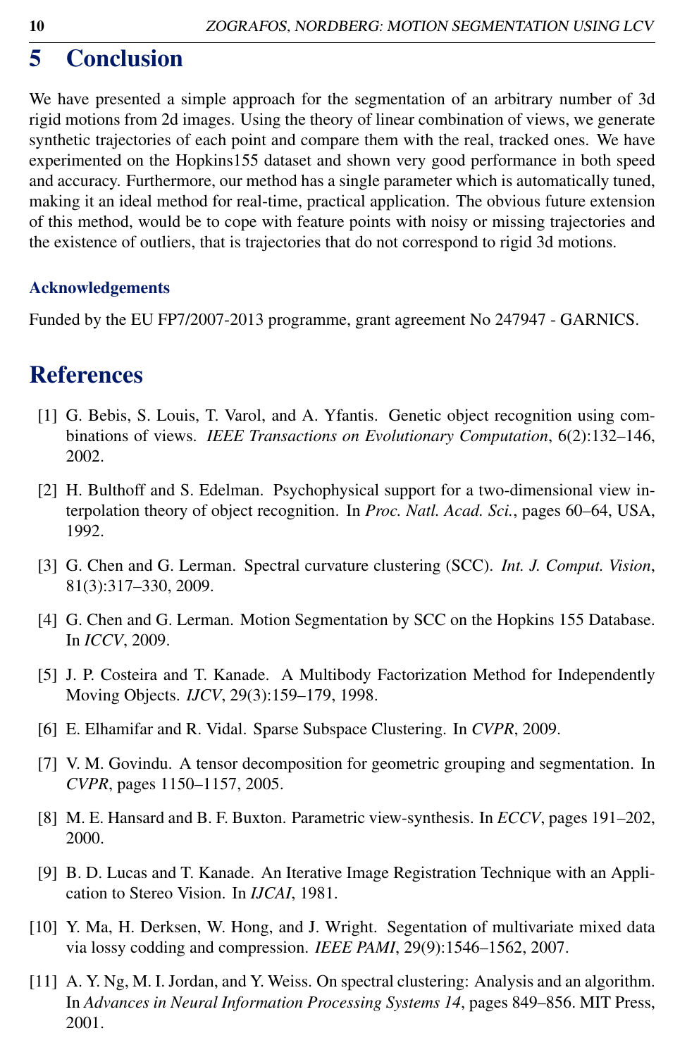# 5 Conclusion

We have presented a simple approach for the segmentation of an arbitrary number of 3d rigid motions from 2d images. Using the theory of linear combination of views, we generate synthetic trajectories of each point and compare them with the real, tracked ones. We have experimented on the Hopkins155 dataset and shown very good performance in both speed and accuracy. Furthermore, our method has a single parameter which is automatically tuned, making it an ideal method for real-time, practical application. The obvious future extension of this method, would be to cope with feature points with noisy or missing trajectories and the existence of outliers, that is trajectories that do not correspond to rigid 3d motions.

### Acknowledgements

Funded by the EU FP7/2007-2013 programme, grant agreement No 247947 - GARNICS.

# References

[1] G. Bebis, S. Louis, T. Varol, and A. Yfantis. Genetic object recognition using combinations of views. *IEEE Transactions on Evolutionary Computation*, 6(2):132–146, 2002.

[2] H. Bulthoff and S. Edelman. Psychophysical support for a two-dimensional view interpolation theory of object recognition. In *Proc. Natl. Acad. Sci.*, pages 60–64, USA, 1992.

[3] G. Chen and G. Lerman. Spectral curvature clustering (SCC). *Int. J. Comput. Vision*, 81(3):317–330, 2009.

[4] G. Chen and G. Lerman. Motion Segmentation by SCC on the Hopkins 155 Database. In *ICCV*, 2009.

[5] J. P. Costeira and T. Kanade. A Multibody Factorization Method for Independently Moving Objects. *IJCV*, 29(3):159–179, 1998.

[6] E. Elhamifar and R. Vidal. Sparse Subspace Clustering. In *CVPR*, 2009.

[7] V. M. Govindu. A tensor decomposition for geometric grouping and segmentation. In *CVPR*, pages 1150–1157, 2005.

[8] M. E. Hansard and B. F. Buxton. Parametric view-synthesis. In *ECCV*, pages 191–202, 2000.

[9] B. D. Lucas and T. Kanade. An Iterative Image Registration Technique with an Application to Stereo Vision. In *IJCAI*, 1981.

[10] Y. Ma, H. Derksen, W. Hong, and J. Wright. Segentation of multivariate mixed data via lossy codding and compression. *IEEE PAMI*, 29(9):1546–1562, 2007.

[11] A. Y. Ng, M. I. Jordan, and Y. Weiss. On spectral clustering: Analysis and an algorithm. In *Advances in Neural Information Processing Systems 14*, pages 849–856. MIT Press, 2001.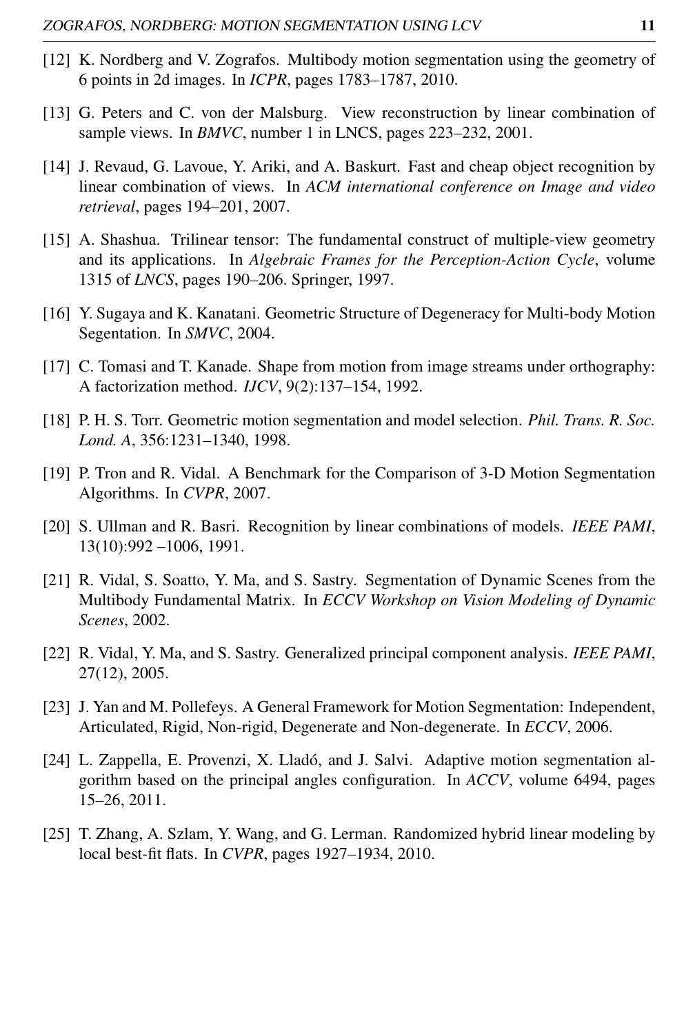[12] K. Nordberg and V. Zografos. Multibody motion segmentation using the geometry of 6 points in 2d images. In *ICPR*, pages 1783–1787, 2010.

[13] G. Peters and C. von der Malsburg. View reconstruction by linear combination of sample views. In *BMVC*, number 1 in LNCS, pages 223–232, 2001.

[14] J. Revaud, G. Lavoue, Y. Ariki, and A. Baskurt. Fast and cheap object recognition by linear combination of views. In *ACM international conference on Image and video retrieval*, pages 194–201, 2007.

[15] A. Shashua. Trilinear tensor: The fundamental construct of multiple-view geometry and its applications. In *Algebraic Frames for the Perception-Action Cycle*, volume 1315 of *LNCS*, pages 190–206. Springer, 1997.

[16] Y. Sugaya and K. Kanatani. Geometric Structure of Degeneracy for Multi-body Motion Segentation. In *SMVC*, 2004.

[17] C. Tomasi and T. Kanade. Shape from motion from image streams under orthography: A factorization method. *IJCV*, 9(2):137–154, 1992.

[18] P. H. S. Torr. Geometric motion segmentation and model selection. *Phil. Trans. R. Soc. Lond. A*, 356:1231–1340, 1998.

[19] P. Tron and R. Vidal. A Benchmark for the Comparison of 3-D Motion Segmentation Algorithms. In *CVPR*, 2007.

[20] S. Ullman and R. Basri. Recognition by linear combinations of models. *IEEE PAMI*, 13(10):992 –1006, 1991.

[21] R. Vidal, S. Soatto, Y. Ma, and S. Sastry. Segmentation of Dynamic Scenes from the Multibody Fundamental Matrix. In *ECCV Workshop on Vision Modeling of Dynamic Scenes*, 2002.

[22] R. Vidal, Y. Ma, and S. Sastry. Generalized principal component analysis. *IEEE PAMI*, 27(12), 2005.

[23] J. Yan and M. Pollefeys. A General Framework for Motion Segmentation: Independent, Articulated, Rigid, Non-rigid, Degenerate and Non-degenerate. In *ECCV*, 2006.

[24] L. Zappella, E. Provenzi, X. Lladó, and J. Salvi. Adaptive motion segmentation algorithm based on the principal angles configuration. In *ACCV*, volume 6494, pages 15–26, 2011.

[25] T. Zhang, A. Szlam, Y. Wang, and G. Lerman. Randomized hybrid linear modeling by local best-fit flats. In *CVPR*, pages 1927–1934, 2010.